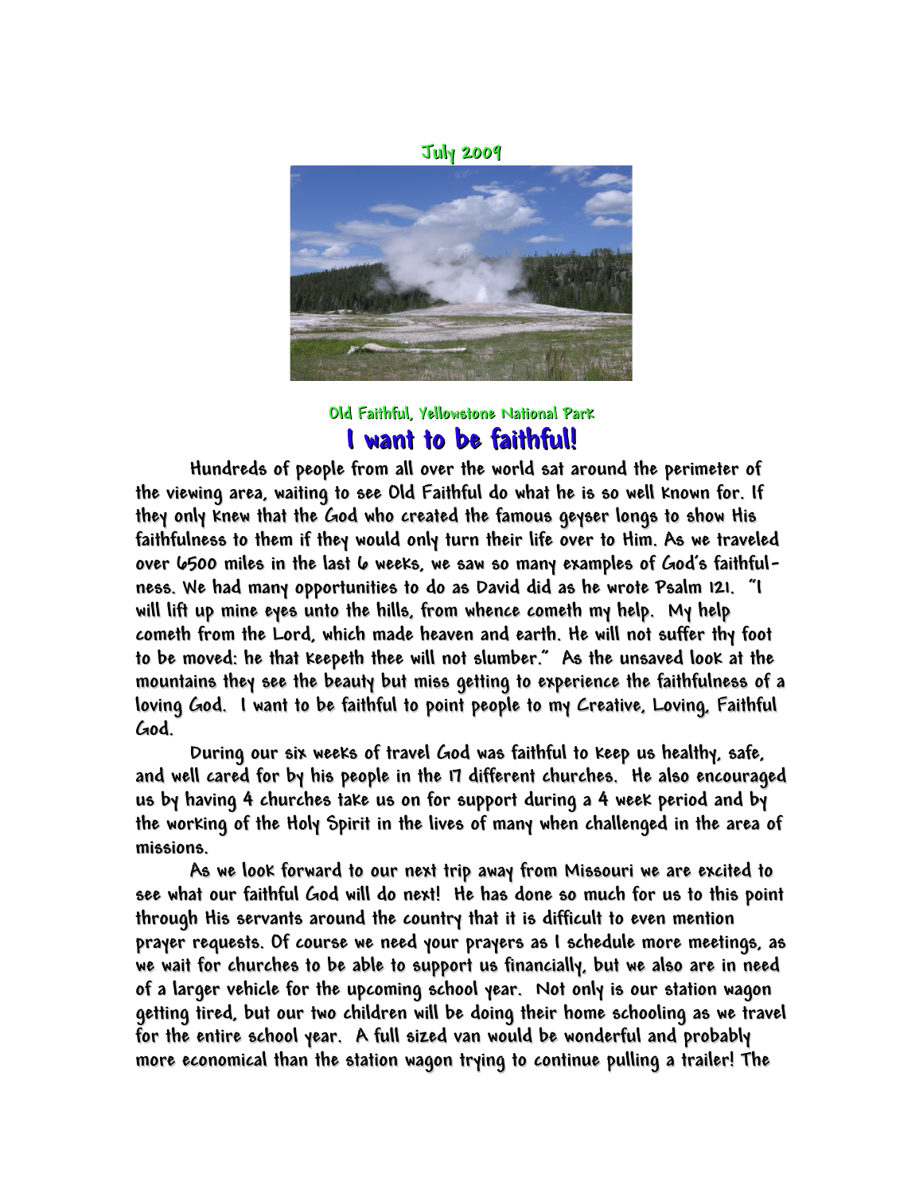July 2009

Old Faithful, Yellowstone National Park

# I want to be faithful!

Hundreds of people from all over the world sat around the perimeter of the viewing area, waiting to see Old Faithful do what he is so well known for. If they only knew that the God who created the famous geyser longs to show His faithfulness to them if they would only turn their life over to Him. As we traveled over 6500 miles in the last 6 weeks, we saw so many examples of God's faithfulness. We had many opportunities to do as David did as he wrote Psalm 121. "I will lift up mine eyes unto the hills, from whence cometh my help. My help cometh from the Lord, which made heaven and earth. He will not suffer thy foot to be moved: he that keepeth thee will not slumber." As the unsaved look at the mountains they see the beauty but miss getting to experience the faithfulness of a loving God. I want to be faithful to point people to my Creative, Loving, Faithful God.

During our six weeks of travel God was faithful to keep us healthy, safe, and well cared for by his people in the 17 different churches. He also encouraged us by having 4 churches take us on for support during a 4 week period and by the working of the Holy Spirit in the lives of many when challenged in the area of missions.

As we look forward to our next trip away from Missouri we are excited to see what our faithful God will do next! He has done so much for us to this point through His servants around the country that it is difficult to even mention prayer requests. Of course we need your prayers as I schedule more meetings, as we wait for churches to be able to support us financially, but we also are in need of a larger vehicle for the upcoming school year. Not only is our station wagon getting tired, but our two children will be doing their home schooling as we travel for the entire school year. A full sized van would be wonderful and probably more economical than the station wagon trying to continue pulling a trailer! The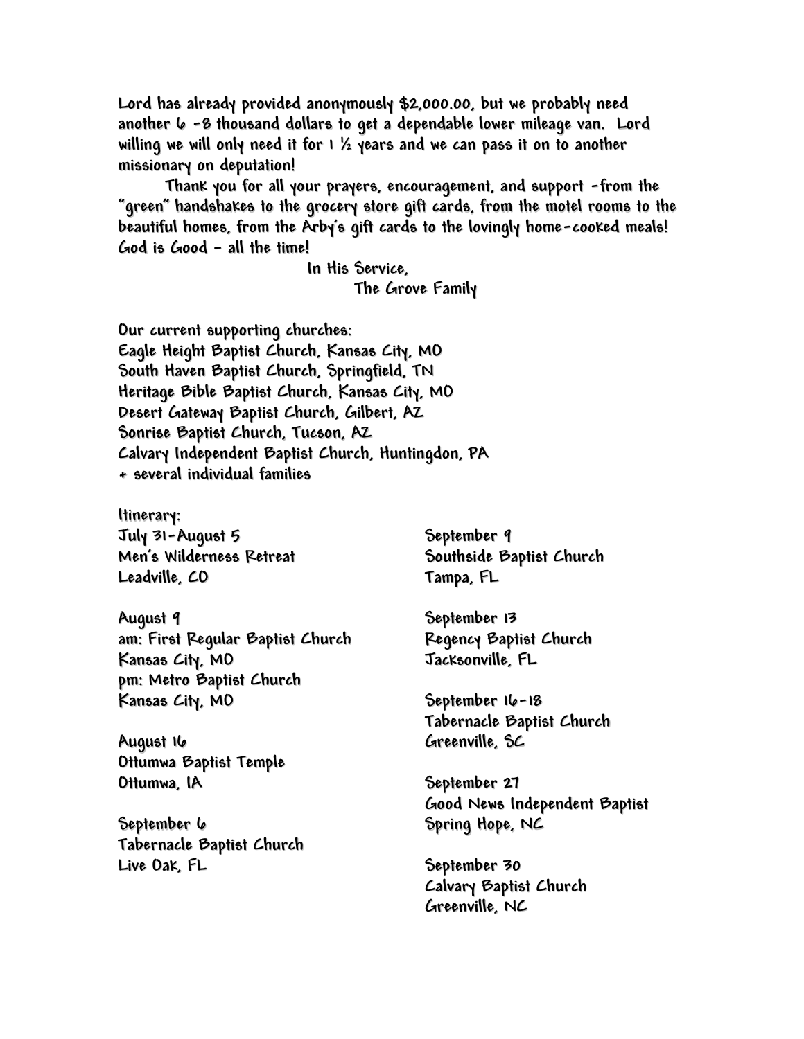Lord has already provided anonymously $2,000.00, but we probably need another 6 -8 thousand dollars to get a dependable lower mileage van. Lord willing we will only need it for 1 ½ years and we can pass it on to another missionary on deputation!

Thank you for all your prayers, encouragement, and support -from the "green" handshakes to the grocery store gift cards, from the motel rooms to the beautiful homes, from the Arby's gift cards to the lovingly home-cooked meals! God is Good – all the time!

In His Service,
The Grove Family

Our current supporting churches:
Eagle Height Baptist Church, Kansas City, MO
South Haven Baptist Church, Springfield, TN
Heritage Bible Baptist Church, Kansas City, MO
Desert Gateway Baptist Church, Gilbert, AZ
Sonrise Baptist Church, Tucson, AZ
Calvary Independent Baptist Church, Huntingdon, PA
+ several individual families

Itinerary:

July 31-August 5
Men's Wilderness Retreat
Leadville, CO

August 9
am: First Regular Baptist Church
Kansas City, MO
pm: Metro Baptist Church
Kansas City, MO

August 16
Ottumwa Baptist Temple
Ottumwa, IA

September 6
Tabernacle Baptist Church
Live Oak, FL

September 9
Southside Baptist Church
Tampa, FL

September 13
Regency Baptist Church
Jacksonville, FL

September 16-18
Tabernacle Baptist Church
Greenville, SC

September 27
Good News Independent Baptist
Spring Hope, NC

September 30
Calvary Baptist Church
Greenville, NC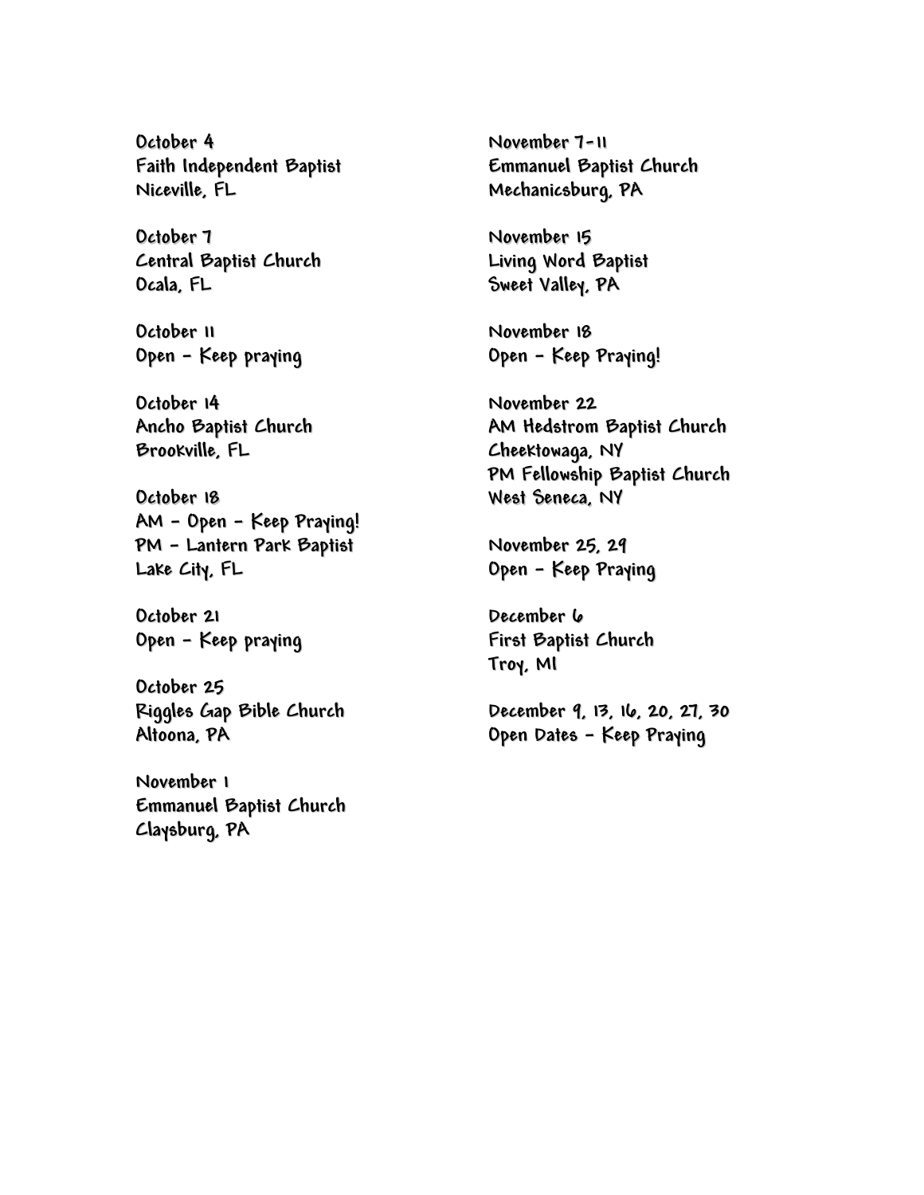October 4
Faith Independent Baptist
Niceville, FL

October 7
Central Baptist Church
Ocala, FL

October 11
Open – Keep praying

October 14
Ancho Baptist Church
Brookville, FL

October 18
AM – Open – Keep Praying!
PM – Lantern Park Baptist
Lake City, FL

October 21
Open – Keep praying

October 25
Riggles Gap Bible Church
Altoona, PA

November 1
Emmanuel Baptist Church
Claysburg, PA

November 7-11
Emmanuel Baptist Church
Mechanicsburg, PA

November 15
Living Word Baptist
Sweet Valley, PA

November 18
Open – Keep Praying!

November 22
AM Hedstrom Baptist Church
Cheektowaga, NY
PM Fellowship Baptist Church
West Seneca, NY

November 25, 29
Open – Keep Praying

December 6
First Baptist Church
Troy, MI

December 9, 13, 16, 20, 27, 30
Open Dates – Keep Praying